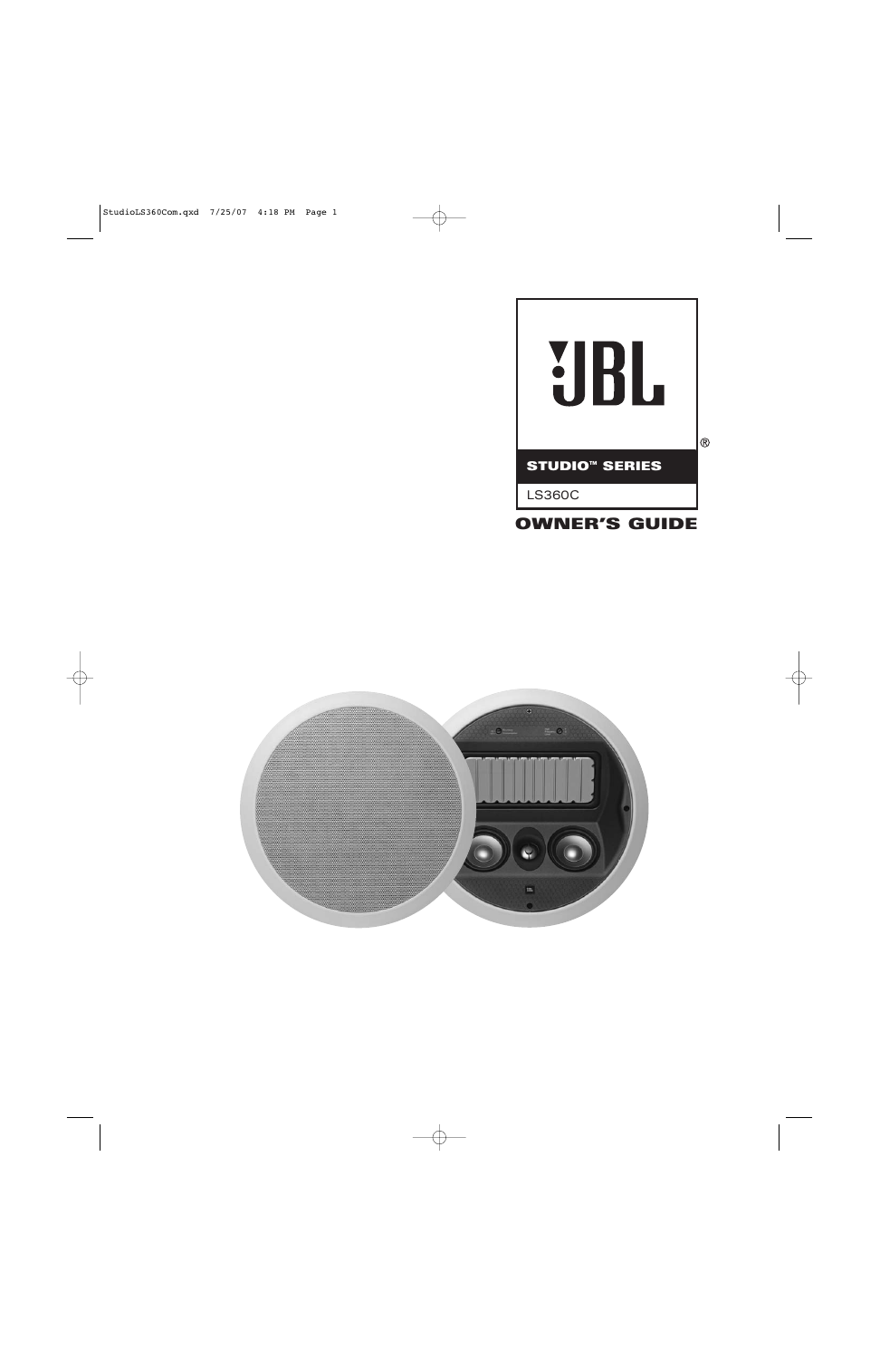JBL®

STUDIO™ SERIES

LS360C

# OWNER'S GUIDE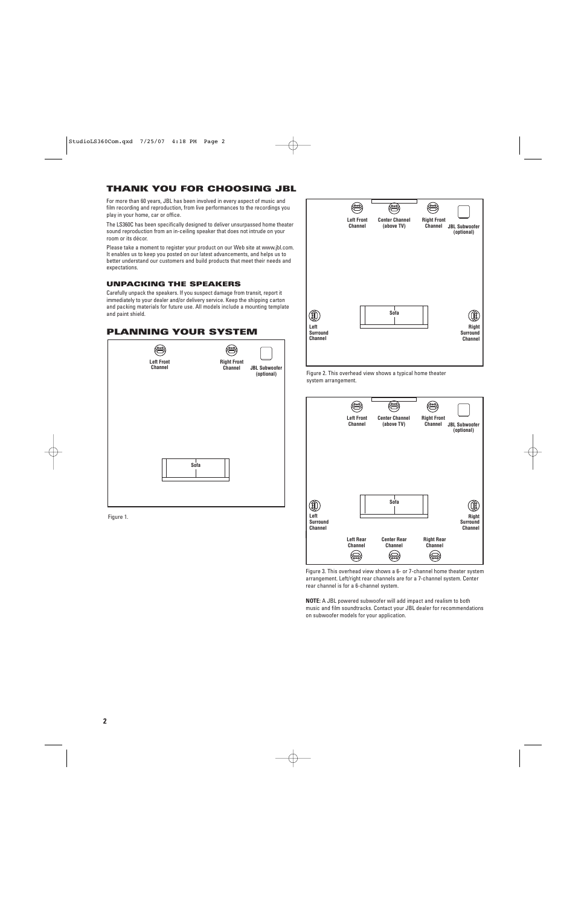## THANK YOU FOR CHOOSING JBL

For more than 60 years, JBL has been involved in every aspect of music and film recording and reproduction, from live performances to the recordings you play in your home, car or office.

The LS360C has been specifically designed to deliver unsurpassed home theater sound reproduction from an in-ceiling speaker that does not intrude on your room or its décor.

Please take a moment to register your product on our Web site at www.jbl.com. It enables us to keep you posted on our latest advancements, and helps us to better understand our customers and build products that meet their needs and expectations.

### UNPACKING THE SPEAKERS

Carefully unpack the speakers. If you suspect damage from transit, report it immediately to your dealer and/or delivery service. Keep the shipping carton and packing materials for future use. All models include a mounting template and paint shield.

## PLANNING YOUR SYSTEM

Left Front Channel

Right Front Channel

JBL Subwoofer (optional)

Sofa

Figure 1.

Left Front Channel

Center Channel (above TV)

Right Front Channel

JBL Subwoofer (optional)

Sofa

Left Surround Channel

Right Surround Channel

Figure 2. This overhead view shows a typical home theater system arrangement.

Left Front Channel

Center Channel (above TV)

Right Front Channel

JBL Subwoofer (optional)

Sofa

Left Surround Channel

Right Surround Channel

Left Rear Channel

Center Rear Channel

Right Rear Channel

Figure 3. This overhead view shows a 6- or 7-channel home theater system arrangement. Left/right rear channels are for a 7-channel system. Center rear channel is for a 6-channel system.

**NOTE:** A JBL powered subwoofer will add impact and realism to both music and film soundtracks. Contact your JBL dealer for recommendations on subwoofer models for your application.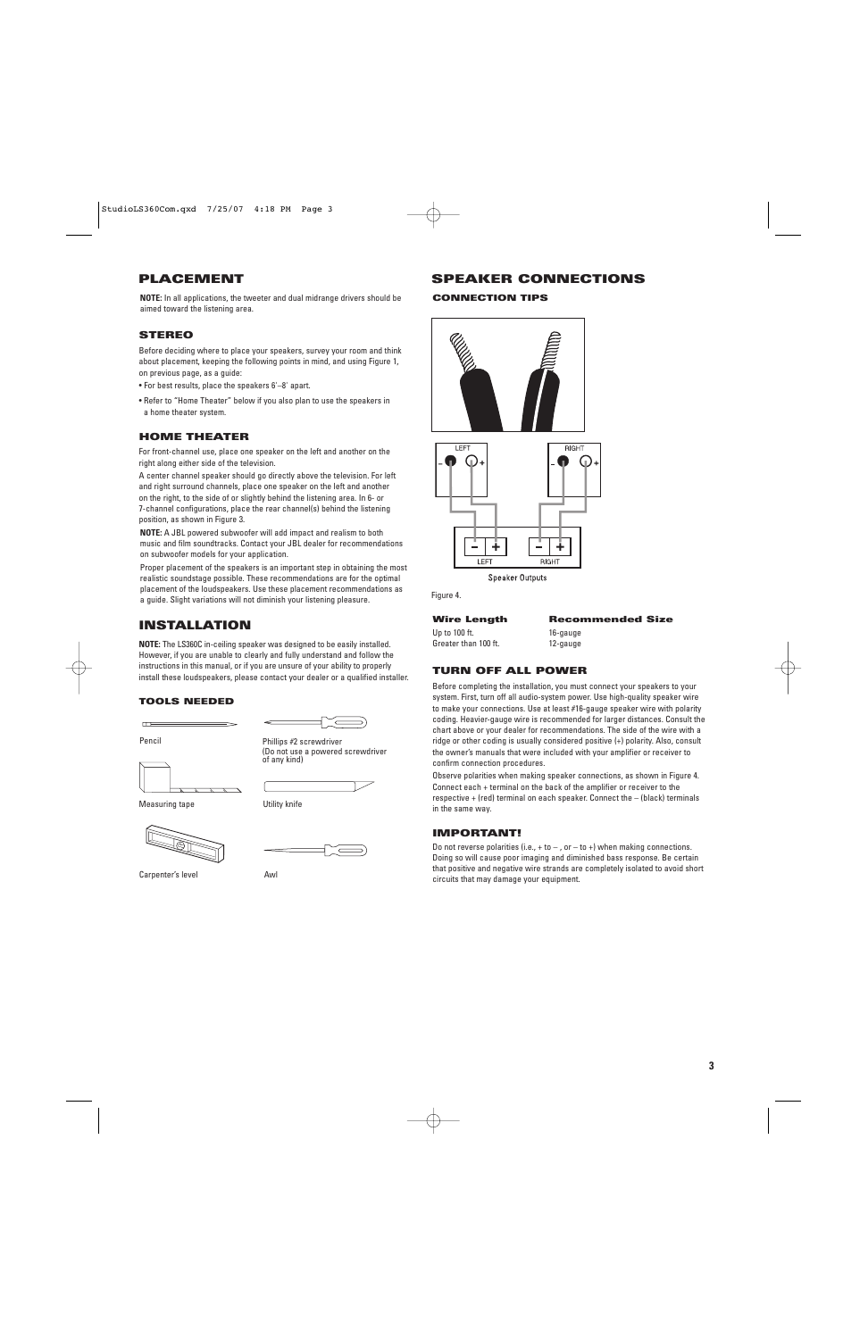## PLACEMENT

**NOTE:** In all applications, the tweeter and dual midrange drivers should be aimed toward the listening area.

### STEREO

Before deciding where to place your speakers, survey your room and think about placement, keeping the following points in mind, and using Figure 1, on previous page, as a guide:

- For best results, place the speakers 6'–8' apart.
- Refer to "Home Theater" below if you also plan to use the speakers in a home theater system.

### HOME THEATER

For front-channel use, place one speaker on the left and another on the right along either side of the television.

A center channel speaker should go directly above the television. For left and right surround channels, place one speaker on the left and another on the right, to the side of or slightly behind the listening area. In 6- or 7-channel configurations, place the rear channel(s) behind the listening position, as shown in Figure 3.

**NOTE:** A JBL powered subwoofer will add impact and realism to both music and film soundtracks. Contact your JBL dealer for recommendations on subwoofer models for your application.

Proper placement of the speakers is an important step in obtaining the most realistic soundstage possible. These recommendations are for the optimal placement of the loudspeakers. Use these placement recommendations as a guide. Slight variations will not diminish your listening pleasure.

## INSTALLATION

**NOTE:** The LS360C in-ceiling speaker was designed to be easily installed. However, if you are unable to clearly and fully understand and follow the instructions in this manual, or if you are unsure of your ability to properly install these loudspeakers, please contact your dealer or a qualified installer.

### TOOLS NEEDED

- Pencil
- Phillips #2 screwdriver (Do not use a powered screwdriver of any kind)
- Measuring tape
- Utility knife
- Carpenter's level
- Awl

## SPEAKER CONNECTIONS

### CONNECTION TIPS

LEFT – + RIGHT – +

– + LEFT – + RIGHT

Speaker Outputs

Figure 4.

| Wire Length | Recommended Size |
|---|---|
| Up to 100 ft. | 16-gauge |
| Greater than 100 ft. | 12-gauge |

### TURN OFF ALL POWER

Before completing the installation, you must connect your speakers to your system. First, turn off all audio-system power. Use high-quality speaker wire to make your connections. Use at least #16-gauge speaker wire with polarity coding. Heavier-gauge wire is recommended for larger distances. Consult the chart above or your dealer for recommendations. The side of the wire with a ridge or other coding is usually considered positive (+) polarity. Also, consult the owner's manuals that were included with your amplifier or receiver to confirm connection procedures.

Observe polarities when making speaker connections, as shown in Figure 4. Connect each + terminal on the back of the amplifier or receiver to the respective + (red) terminal on each speaker. Connect the – (black) terminals in the same way.

### IMPORTANT!

Do not reverse polarities (i.e., + to – , or – to +) when making connections. Doing so will cause poor imaging and diminished bass response. Be certain that positive and negative wire strands are completely isolated to avoid short circuits that may damage your equipment.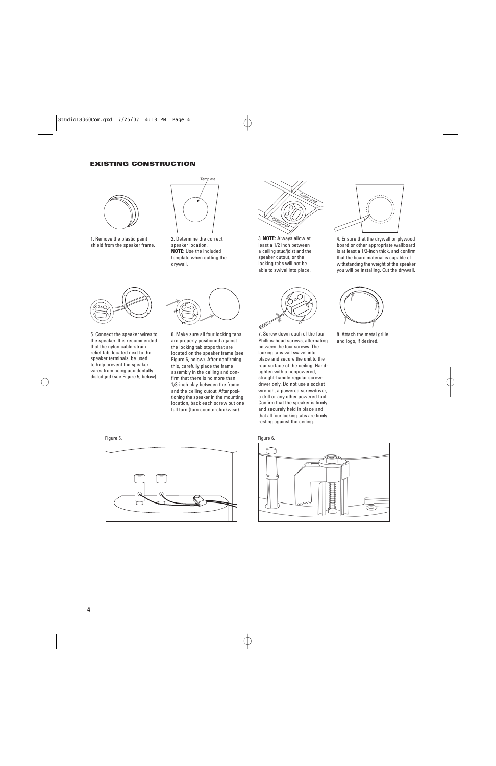## EXISTING CONSTRUCTION

1. Remove the plastic paint shield from the speaker frame.

2. Determine the correct speaker location. **NOTE:** Use the included template when cutting the drywall.

3. **NOTE:** Always allow at least a 1/2 inch between a ceiling stud/joist and the speaker cutout, or the locking tabs will not be able to swivel into place.

4. Ensure that the drywall or plywood board or other appropriate wallboard is at least a 1/2-inch thick, and confirm that the board material is capable of withstanding the weight of the speaker you will be installing. Cut the drywall.

5. Connect the speaker wires to the speaker. It is recommended that the nylon cable-strain relief tab, located next to the speaker terminals, be used to help prevent the speaker wires from being accidentally dislodged (see Figure 5, below).

6. Make sure all four locking tabs are properly positioned against the locking tab stops that are located on the speaker frame (see Figure 6, below). After confirming this, carefully place the frame assembly in the ceiling and confirm that there is no more than 1/8-inch play between the frame and the ceiling cutout. After positioning the speaker in the mounting location, back each screw out one full turn (turn counterclockwise).

7. Screw down each of the four Phillips-head screws, alternating between the four screws. The locking tabs will swivel into place and secure the unit to the rear surface of the ceiling. Hand-tighten with a nonpowered, straight-handle regular screwdriver only. Do not use a socket wrench, a powered screwdriver, a drill or any other powered tool. Confirm that the speaker is firmly and securely held in place and that all four locking tabs are firmly resting against the ceiling.

8. Attach the metal grille and logo, if desired.

Figure 5.

Figure 6.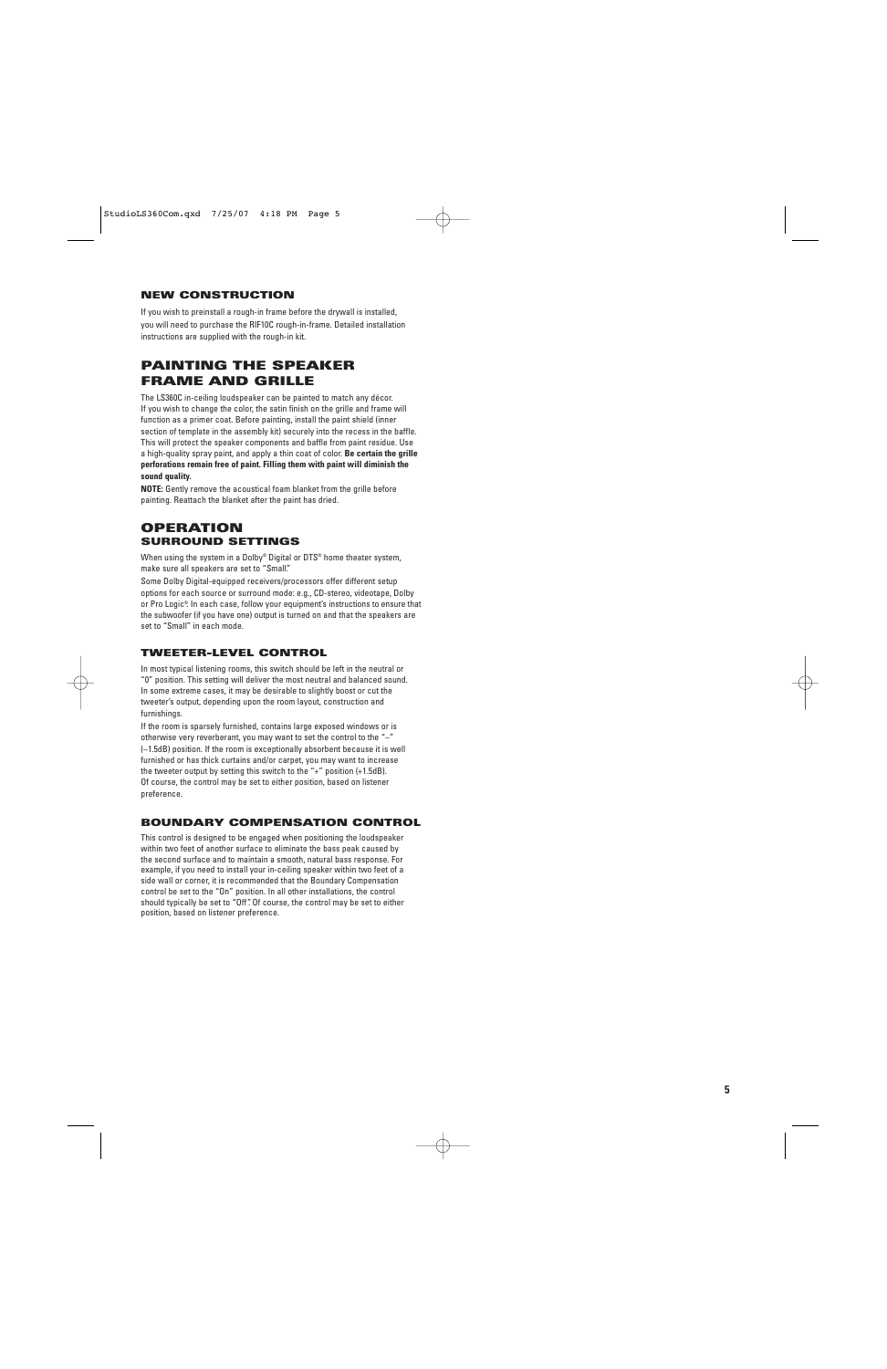### NEW CONSTRUCTION

If you wish to preinstall a rough-in frame before the drywall is installed, you will need to purchase the RIF10C rough-in-frame. Detailed installation instructions are supplied with the rough-in kit.

## PAINTING THE SPEAKER FRAME AND GRILLE

The LS360C in-ceiling loudspeaker can be painted to match any décor. If you wish to change the color, the satin finish on the grille and frame will function as a primer coat. Before painting, install the paint shield (inner section of template in the assembly kit) securely into the recess in the baffle. This will protect the speaker components and baffle from paint residue. Use a high-quality spray paint, and apply a thin coat of color. **Be certain the grille perforations remain free of paint. Filling them with paint will diminish the sound quality.**

**NOTE:** Gently remove the acoustical foam blanket from the grille before painting. Reattach the blanket after the paint has dried.

## OPERATION

### SURROUND SETTINGS

When using the system in a Dolby® Digital or DTS® home theater system, make sure all speakers are set to "Small."

Some Dolby Digital-equipped receivers/processors offer different setup options for each source or surround mode: e.g., CD-stereo, videotape, Dolby or Pro Logic®. In each case, follow your equipment's instructions to ensure that the subwoofer (if you have one) output is turned on and that the speakers are set to "Small" in each mode.

### TWEETER-LEVEL CONTROL

In most typical listening rooms, this switch should be left in the neutral or "0" position. This setting will deliver the most neutral and balanced sound. In some extreme cases, it may be desirable to slightly boost or cut the tweeter's output, depending upon the room layout, construction and furnishings.

If the room is sparsely furnished, contains large exposed windows or is otherwise very reverberant, you may want to set the control to the "–" (–1.5dB) position. If the room is exceptionally absorbent because it is well furnished or has thick curtains and/or carpet, you may want to increase the tweeter output by setting this switch to the "+" position (+1.5dB). Of course, the control may be set to either position, based on listener preference.

### BOUNDARY COMPENSATION CONTROL

This control is designed to be engaged when positioning the loudspeaker within two feet of another surface to eliminate the bass peak caused by the second surface and to maintain a smooth, natural bass response. For example, if you need to install your in-ceiling speaker within two feet of a side wall or corner, it is recommended that the Boundary Compensation control be set to the "On" position. In all other installations, the control should typically be set to "Off". Of course, the control may be set to either position, based on listener preference.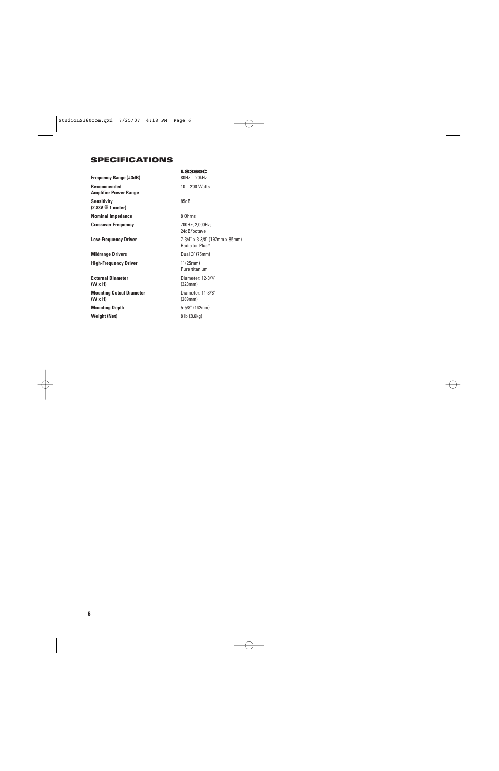# SPECIFICATIONS

| | LS360C |
|---|---|
| **Frequency Range (±3dB)** | 80Hz – 20kHz |
| **Recommended Amplifier Power Range** | 10 – 200 Watts |
| **Sensitivity (2.83V @ 1 meter)** | 85dB |
| **Nominal Impedance** | 8 Ohms |
| **Crossover Frequency** | 700Hz, 2,000Hz; 24dB/octave |
| **Low-Frequency Driver** | 7-3/4" x 3-3/8" (197mm x 85mm) Radiator Plus™ |
| **Midrange Drivers** | Dual 3" (75mm) |
| **High-Frequency Driver** | 1" (25mm) Pure titanium |
| **External Diameter (W x H)** | Diameter: 12-3/4" (323mm) |
| **Mounting Cutout Diameter (W x H)** | Diameter: 11-3/8" (289mm) |
| **Mounting Depth** | 5-5/8" (142mm) |
| **Weight (Net)** | 8 lb (3.6kg) |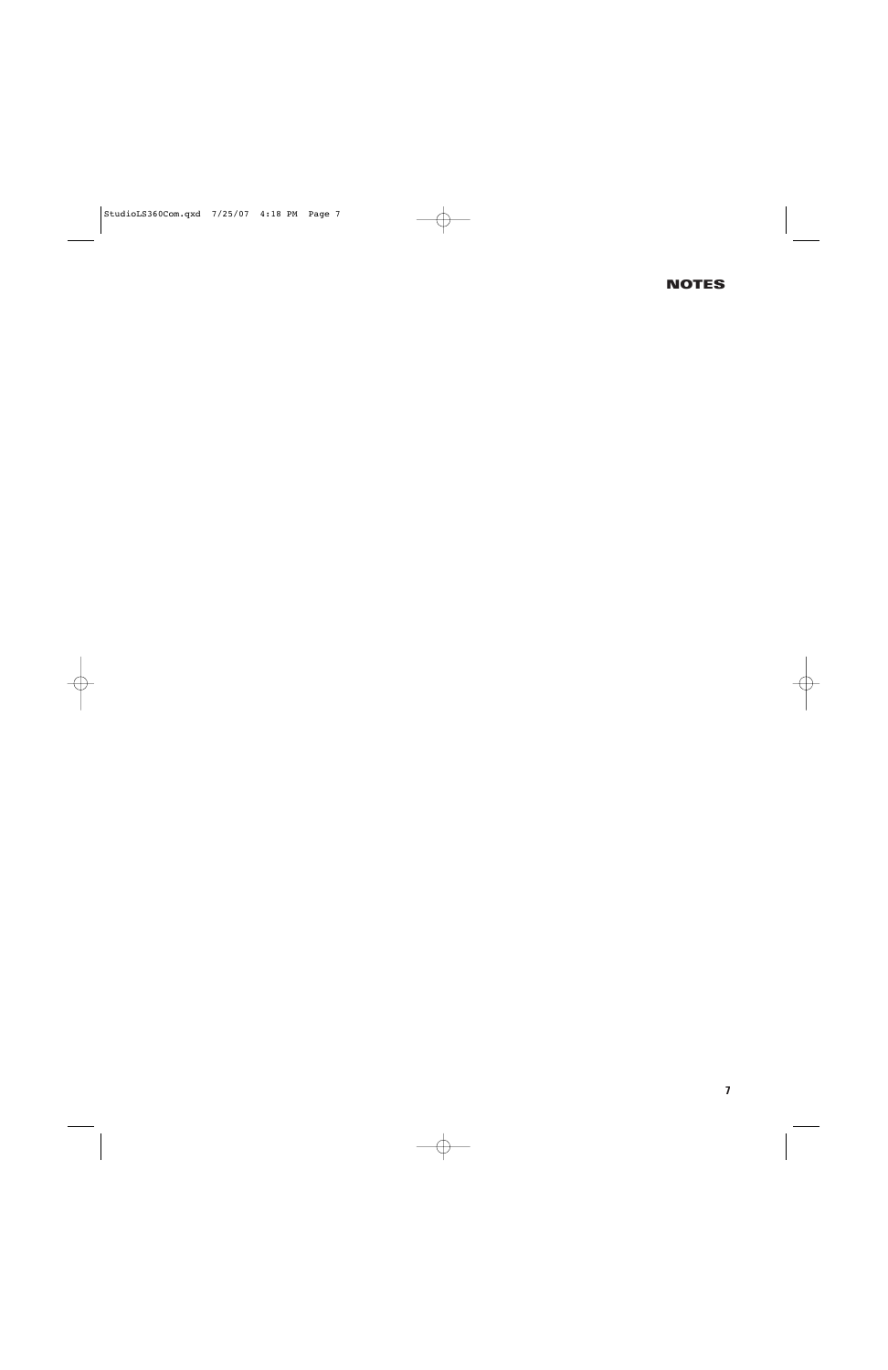## NOTES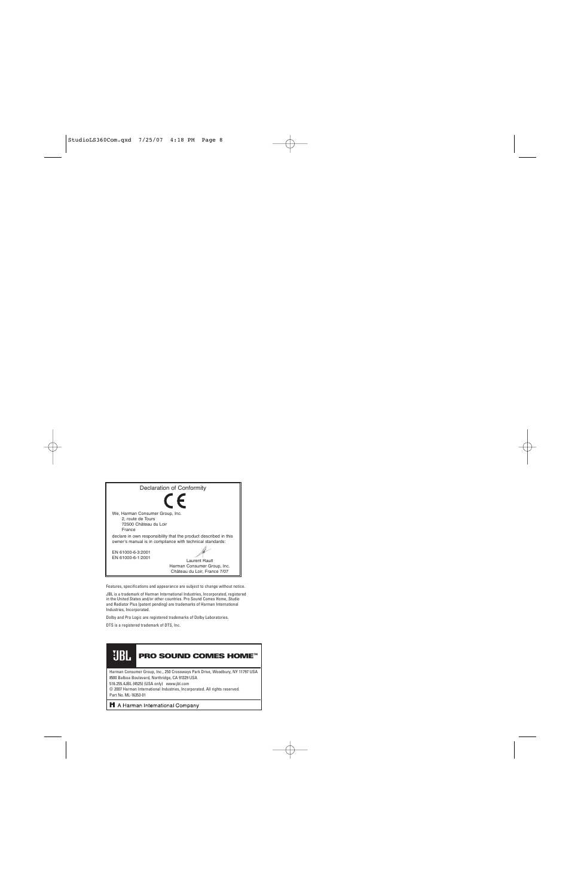Declaration of Conformity

CE

We, Harman Consumer Group, Inc.
2, route de Tours
72500 Château du Loir
France

declare in own responsibility that the product described in this owner's manual is in compliance with technical standards:

EN 61000-6-3:2001
EN 61000-6-1:2001

Laurent Rault
Harman Consumer Group, Inc.
Château du Loir, France 7/07

Features, specifications and appearance are subject to change without notice.

JBL is a trademark of Harman International Industries, Incorporated, registered in the United States and/or other countries. Pro Sound Comes Home, Studio and Radiator Plus (patent pending) are trademarks of Harman International Industries, Incorporated.

Dolby and Pro Logic are registered trademarks of Dolby Laboratories.

DTS is a registered trademark of DTS, Inc.

JBL **PRO SOUND COMES HOME™**

Harman Consumer Group, Inc., 250 Crossways Park Drive, Woodbury, NY 11797 USA
8500 Balboa Boulevard, Northridge, CA 91329 USA
516.255.4JBL (4525) (USA only) www.jbl.com
© 2007 Harman International Industries, Incorporated. All rights reserved.
Part No. ML-16353-01

A Harman International Company